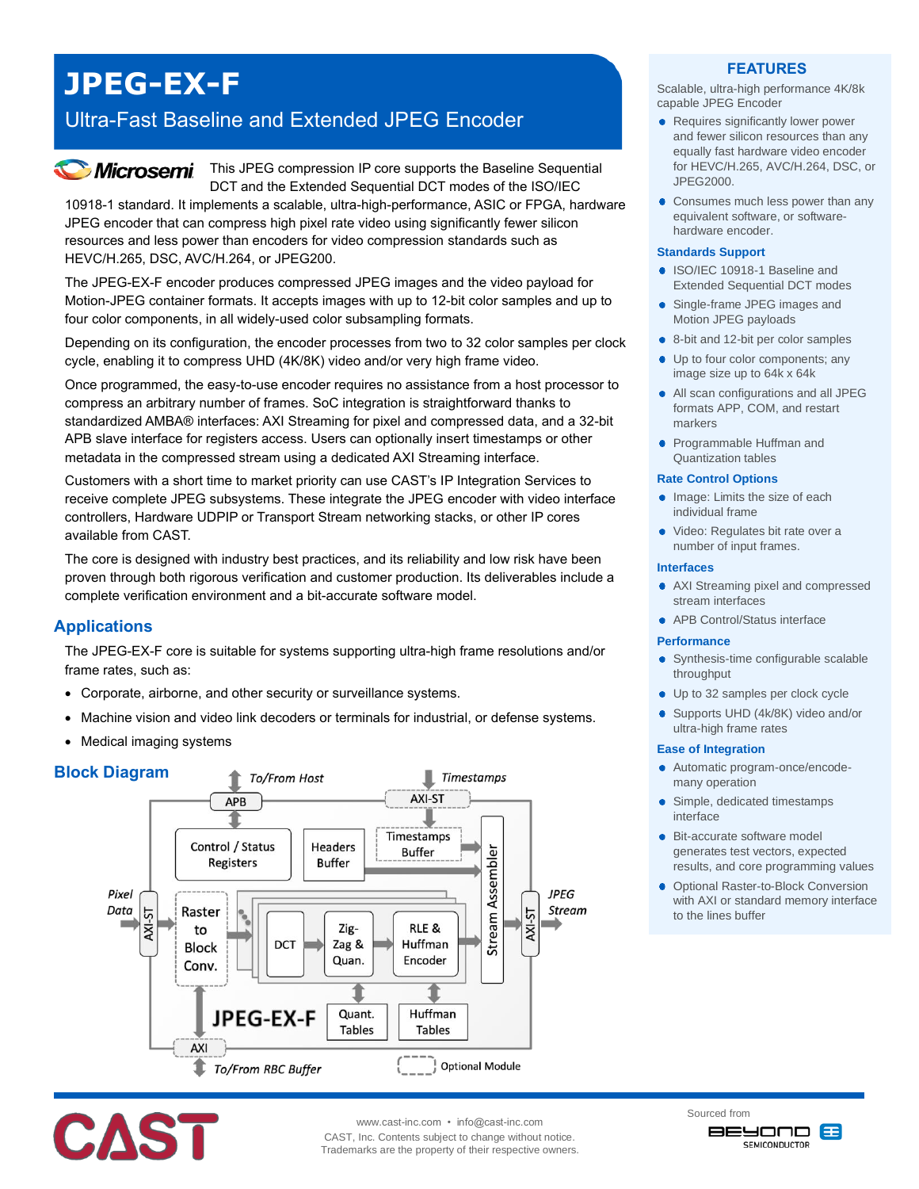# JPEG-EX-F

## Ultra-Fast Baseline and Extended JPEG Encoder

Microsemi

This JPEG compression IP core supports the Baseline Sequential DCT and the Extended Sequential DCT modes of the ISO/IEC 10918-1 standard. It implements a scalable, ultra-high-performance, ASIC or FPGA, hardware JPEG encoder that can compress high pixel rate video using significantly fewer silicon resources and less power than encoders for video compression standards such as HEVC/H.265, DSC, AVC/H.264, or JPEG200.

The JPEG-EX-F encoder produces compressed JPEG images and the video payload for Motion-JPEG container formats. It accepts images with up to 12-bit color samples and up to four color components, in all widely-used color subsampling formats.

Depending on its configuration, the encoder processes from two to 32 color samples per clock cycle, enabling it to compress UHD (4K/8K) video and/or very high frame video.

Once programmed, the easy-to-use encoder requires no assistance from a host processor to compress an arbitrary number of frames. SoC integration is straightforward thanks to standardized AMBA® interfaces: AXI Streaming for pixel and compressed data, and a 32-bit APB slave interface for registers access. Users can optionally insert timestamps or other metadata in the compressed stream using a dedicated AXI Streaming interface.

Customers with a short time to market priority can use CAST's IP Integration Services to receive complete JPEG subsystems. These integrate the JPEG encoder with video interface controllers, Hardware UDPIP or Transport Stream networking stacks, or other IP cores available from CAST.

The core is designed with industry best practices, and its reliability and low risk have been proven through both rigorous verification and customer production. Its deliverables include a complete verification environment and a bit-accurate software model.

## Applications

The JPEG-EX-F core is suitable for systems supporting ultra-high frame resolutions and/or frame rates, such as:

- Corporate, airborne, and other security or surveillance systems.
- Machine vision and video link decoders or terminals for industrial, or defense systems.
- Medical imaging systems

## Block Diagram

To/From Host — APB; Timestamps — AXI-ST

Control / Status Registers | Headers Buffer | Timestamps Buffer | Stream Assembler

Pixel Data → AXI-ST → Raster to Block Conv. → DCT → Zig-Zag & Quan. → RLE & Huffman Encoder → Stream Assembler → AXI-ST → JPEG Stream

Quant. Tables | Huffman Tables

JPEG-EX-F

AXI — To/From RBC Buffer

Optional Module (dashed)

## FEATURES

Scalable, ultra-high performance 4K/8k capable JPEG Encoder

- Requires significantly lower power and fewer silicon resources than any equally fast hardware video encoder for HEVC/H.265, AVC/H.264, DSC, or JPEG2000.
- Consumes much less power than any equivalent software, or software-hardware encoder.

### Standards Support

- ISO/IEC 10918-1 Baseline and Extended Sequential DCT modes
- Single-frame JPEG images and Motion JPEG payloads
- 8-bit and 12-bit per color samples
- Up to four color components; any image size up to 64k x 64k
- All scan configurations and all JPEG formats APP, COM, and restart markers
- Programmable Huffman and Quantization tables

### Rate Control Options

- Image: Limits the size of each individual frame
- Video: Regulates bit rate over a number of input frames.

### Interfaces

- AXI Streaming pixel and compressed stream interfaces
- APB Control/Status interface

### Performance

- Synthesis-time configurable scalable throughput
- Up to 32 samples per clock cycle
- Supports UHD (4k/8K) video and/or ultra-high frame rates

### Ease of Integration

- Automatic program-once/encode-many operation
- Simple, dedicated timestamps interface
- Bit-accurate software model generates test vectors, expected results, and core programming values
- Optional Raster-to-Block Conversion with AXI or standard memory interface to the lines buffer

CAST

www.cast-inc.com • info@cast-inc.com
CAST, Inc. Contents subject to change without notice.
Trademarks are the property of their respective owners.

Sourced from BEYOND SEMICONDUCTOR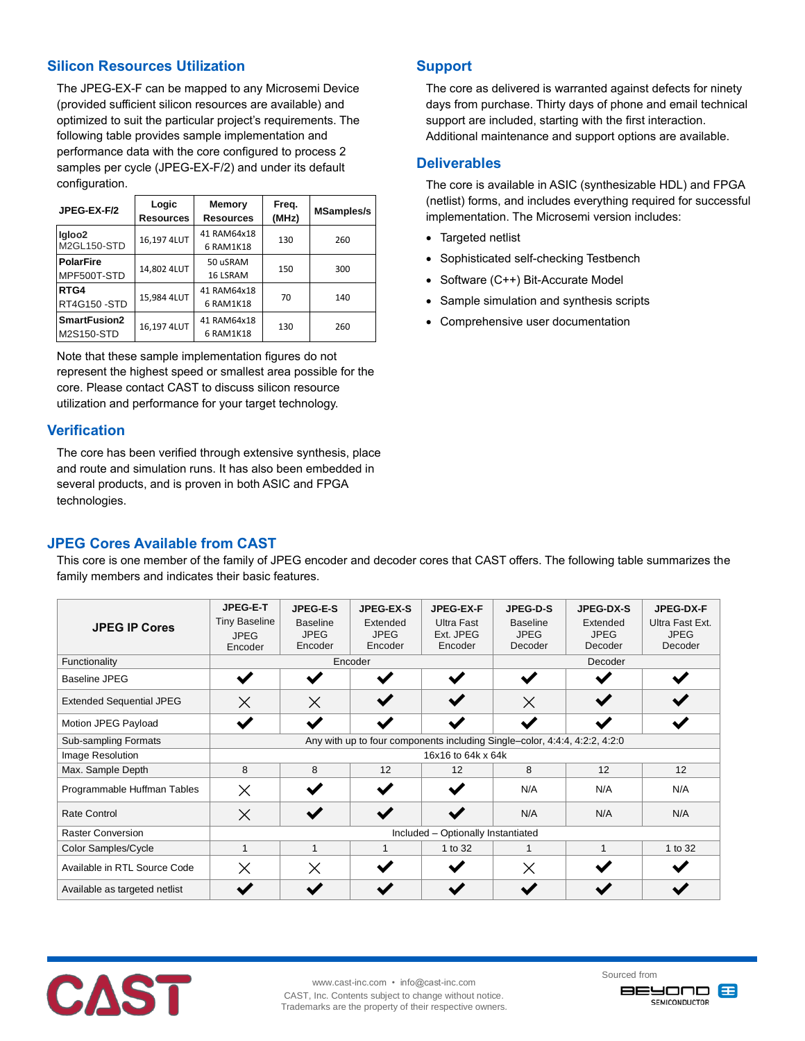## Silicon Resources Utilization

The JPEG-EX-F can be mapped to any Microsemi Device (provided sufficient silicon resources are available) and optimized to suit the particular project's requirements. The following table provides sample implementation and performance data with the core configured to process 2 samples per cycle (JPEG-EX-F/2) and under its default configuration.

| JPEG-EX-F/2 | Logic Resources | Memory Resources | Freq. (MHz) | MSamples/s |
|---|---|---|---|---|
| **Igloo2** M2GL150-STD | 16,197 4LUT | 41 RAM64x18 6 RAM1K18 | 130 | 260 |
| **PolarFire** MPF500T-STD | 14,802 4LUT | 50 uSRAM 16 LSRAM | 150 | 300 |
| **RTG4** RT4G150 -STD | 15,984 4LUT | 41 RAM64x18 6 RAM1K18 | 70 | 140 |
| **SmartFusion2** M2S150-STD | 16,197 4LUT | 41 RAM64x18 6 RAM1K18 | 130 | 260 |

Note that these sample implementation figures do not represent the highest speed or smallest area possible for the core. Please contact CAST to discuss silicon resource utilization and performance for your target technology.

## Verification

The core has been verified through extensive synthesis, place and route and simulation runs. It has also been embedded in several products, and is proven in both ASIC and FPGA technologies.

## Support

The core as delivered is warranted against defects for ninety days from purchase. Thirty days of phone and email technical support are included, starting with the first interaction. Additional maintenance and support options are available.

## Deliverables

The core is available in ASIC (synthesizable HDL) and FPGA (netlist) forms, and includes everything required for successful implementation. The Microsemi version includes:

- Targeted netlist
- Sophisticated self-checking Testbench
- Software (C++) Bit-Accurate Model
- Sample simulation and synthesis scripts
- Comprehensive user documentation

## JPEG Cores Available from CAST

This core is one member of the family of JPEG encoder and decoder cores that CAST offers. The following table summarizes the family members and indicates their basic features.

| JPEG IP Cores | JPEG-E-T Tiny Baseline JPEG Encoder | JPEG-E-S Baseline JPEG Encoder | JPEG-EX-S Extended JPEG Encoder | JPEG-EX-F Ultra Fast Ext. JPEG Encoder | JPEG-D-S Baseline JPEG Decoder | JPEG-DX-S Extended JPEG Decoder | JPEG-DX-F Ultra Fast Ext. JPEG Decoder |
|---|---|---|---|---|---|---|---|
| Functionality | Encoder | | | | Decoder | | |
| Baseline JPEG | ✔ | ✔ | ✔ | ✔ | ✔ | ✔ | ✔ |
| Extended Sequential JPEG | ✗ | ✗ | ✔ | ✔ | ✗ | ✔ | ✔ |
| Motion JPEG Payload | ✔ | ✔ | ✔ | ✔ | ✔ | ✔ | ✔ |
| Sub-sampling Formats | Any with up to four components including Single–color, 4:4:4, 4:2:2, 4:2:0 | | | | | | |
| Image Resolution | 16x16 to 64k x 64k | | | | | | |
| Max. Sample Depth | 8 | 8 | 12 | 12 | 8 | 12 | 12 |
| Programmable Huffman Tables | ✗ | ✔ | ✔ | ✔ | N/A | N/A | N/A |
| Rate Control | ✗ | ✔ | ✔ | ✔ | N/A | N/A | N/A |
| Raster Conversion | Included – Optionally Instantiated | | | | | | |
| Color Samples/Cycle | 1 | 1 | 1 | 1 to 32 | 1 | 1 | 1 to 32 |
| Available in RTL Source Code | ✗ | ✗ | ✔ | ✔ | ✗ | ✔ | ✔ |
| Available as targeted netlist | ✔ | ✔ | ✔ | ✔ | ✔ | ✔ | ✔ |

www.cast-inc.com • info@cast-inc.com

CAST, Inc. Contents subject to change without notice.
Trademarks are the property of their respective owners.

Sourced from BEYOND SEMICONDUCTOR